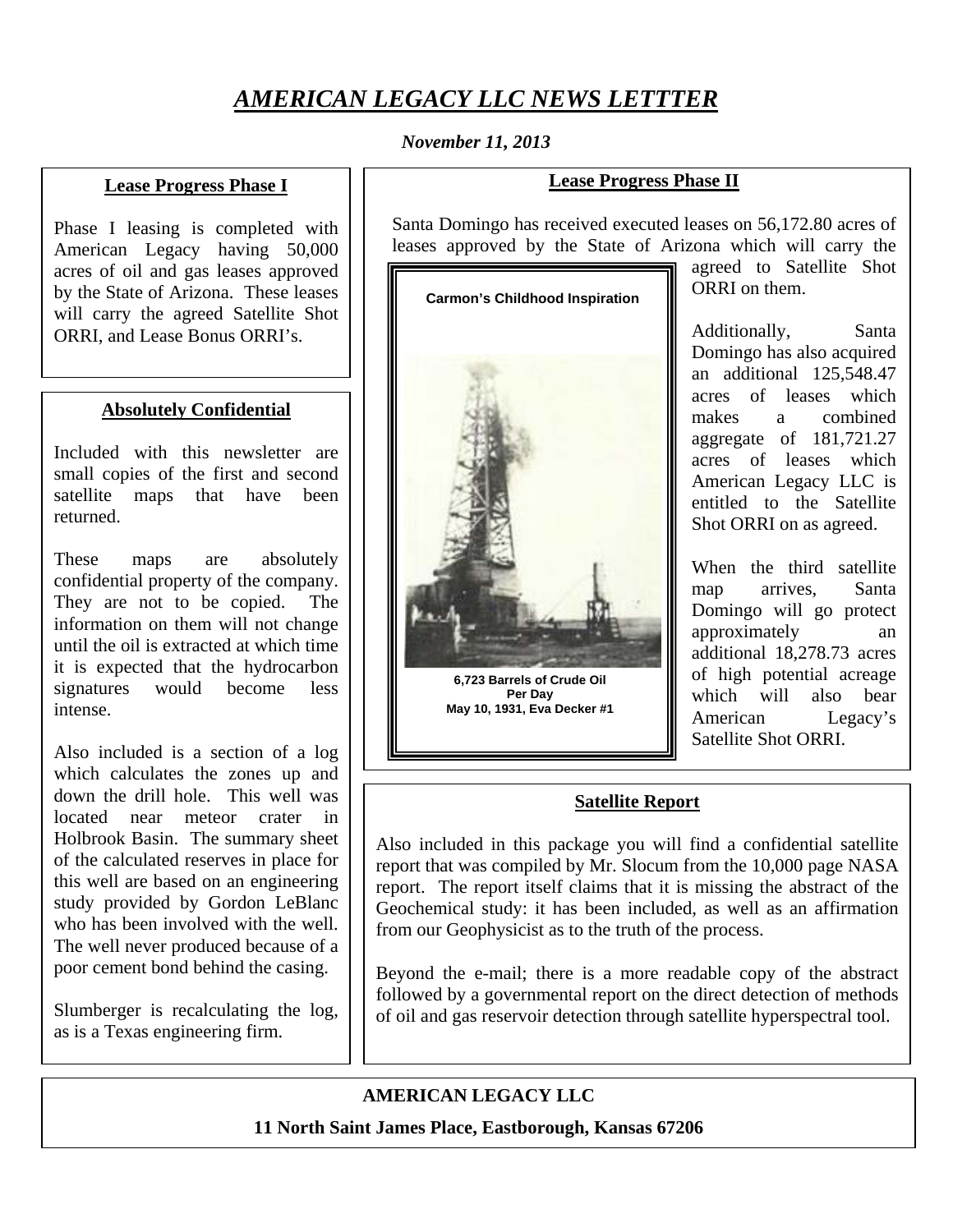# *AMERICAN LEGACY LLC NEWS LETTTER*

***November 11, 2013***

## Lease Progress Phase I

Phase I leasing is completed with American Legacy having 50,000 acres of oil and gas leases approved by the State of Arizona. These leases will carry the agreed Satellite Shot ORRI, and Lease Bonus ORRI's.

## Absolutely Confidential

Included with this newsletter are small copies of the first and second satellite maps that have been returned.

These maps are absolutely confidential property of the company. They are not to be copied. The information on them will not change until the oil is extracted at which time it is expected that the hydrocarbon signatures would become less intense.

Also included is a section of a log which calculates the zones up and down the drill hole. This well was located near meteor crater in Holbrook Basin. The summary sheet of the calculated reserves in place for this well are based on an engineering study provided by Gordon LeBlanc who has been involved with the well. The well never produced because of a poor cement bond behind the casing.

Slumberger is recalculating the log, as is a Texas engineering firm.

## Lease Progress Phase II

Santa Domingo has received executed leases on 56,172.80 acres of leases approved by the State of Arizona which will carry the agreed to Satellite Shot ORRI on them.

**Carmon's Childhood Inspiration**

**6,723 Barrels of Crude Oil Per Day**
**May 10, 1931, Eva Decker #1**

Additionally, Santa Domingo has also acquired an additional 125,548.47 acres of leases which makes a combined aggregate of 181,721.27 acres of leases which American Legacy LLC is entitled to the Satellite Shot ORRI on as agreed.

When the third satellite map arrives, Santa Domingo will go protect approximately an additional 18,278.73 acres of high potential acreage which will also bear American Legacy's Satellite Shot ORRI.

## Satellite Report

Also included in this package you will find a confidential satellite report that was compiled by Mr. Slocum from the 10,000 page NASA report. The report itself claims that it is missing the abstract of the Geochemical study: it has been included, as well as an affirmation from our Geophysicist as to the truth of the process.

Beyond the e-mail; there is a more readable copy of the abstract followed by a governmental report on the direct detection of methods of oil and gas reservoir detection through satellite hyperspectral tool.

**AMERICAN LEGACY LLC**

**11 North Saint James Place, Eastborough, Kansas 67206**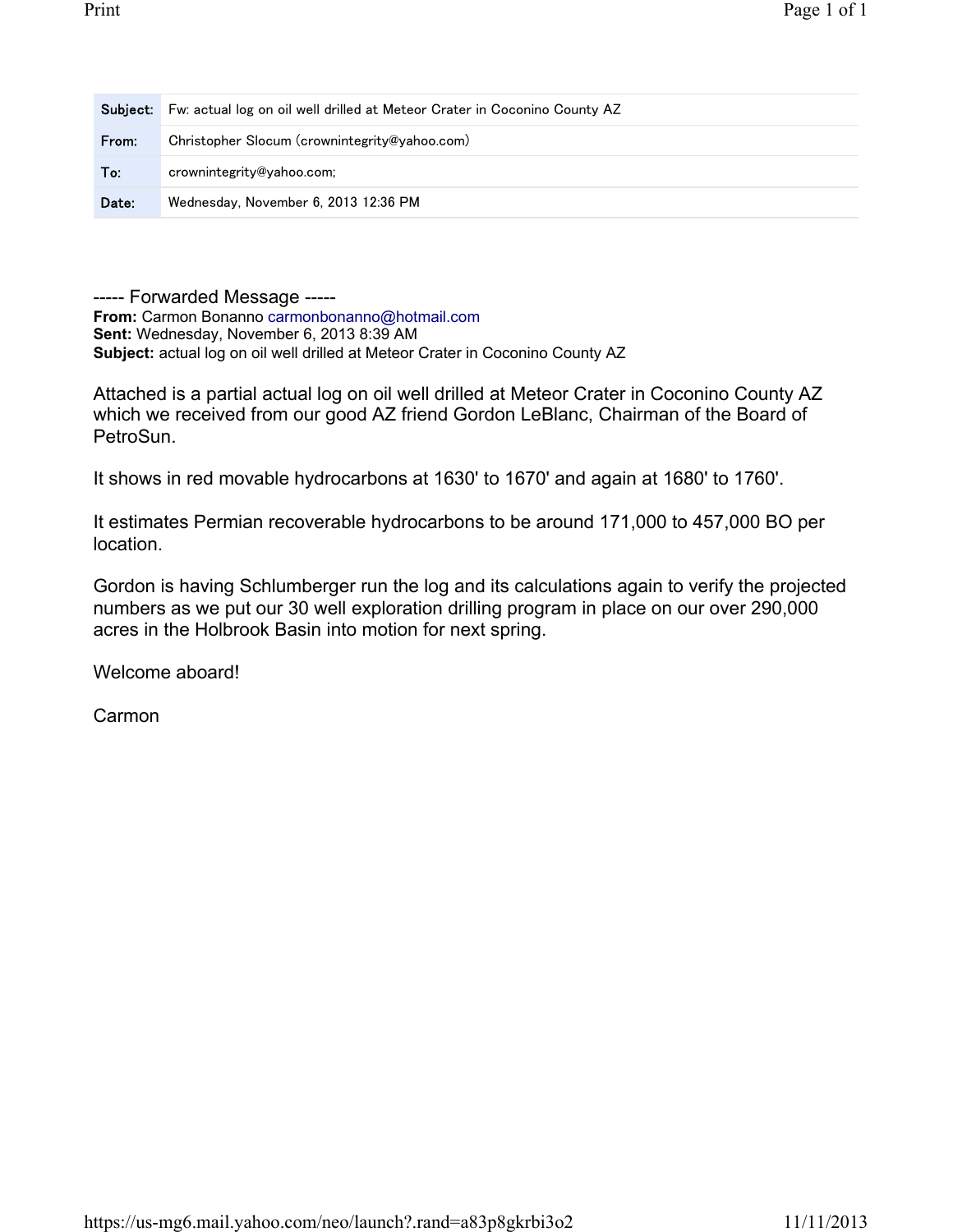| | |
|---|---|
| **Subject:** | Fw: actual log on oil well drilled at Meteor Crater in Coconino County AZ |
| **From:** | Christopher Slocum (crownintegrity@yahoo.com) |
| **To:** | crownintegrity@yahoo.com; |
| **Date:** | Wednesday, November 6, 2013 12:36 PM |

----- Forwarded Message -----
**From:** Carmon Bonanno carmonbonanno@hotmail.com
**Sent:** Wednesday, November 6, 2013 8:39 AM
**Subject:** actual log on oil well drilled at Meteor Crater in Coconino County AZ

Attached is a partial actual log on oil well drilled at Meteor Crater in Coconino County AZ which we received from our good AZ friend Gordon LeBlanc, Chairman of the Board of PetroSun.

It shows in red movable hydrocarbons at 1630' to 1670' and again at 1680' to 1760'.

It estimates Permian recoverable hydrocarbons to be around 171,000 to 457,000 BO per location.

Gordon is having Schlumberger run the log and its calculations again to verify the projected numbers as we put our 30 well exploration drilling program in place on our over 290,000 acres in the Holbrook Basin into motion for next spring.

Welcome aboard!

Carmon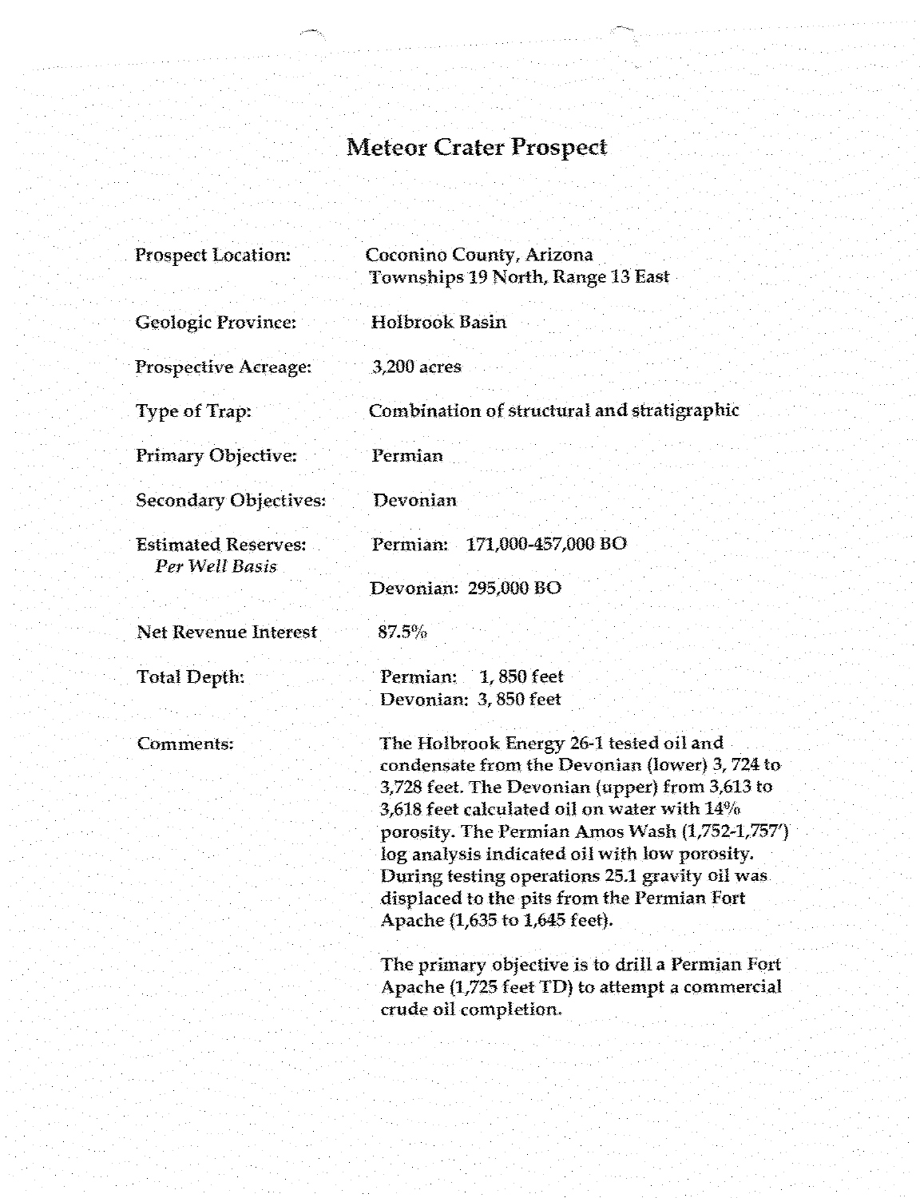# Meteor Crater Prospect

| | |
|---|---|
| Prospect Location: | Coconino County, Arizona<br>Townships 19 North, Range 13 East |
| Geologic Province: | Holbrook Basin |
| Prospective Acreage: | 3,200 acres |
| Type of Trap: | Combination of structural and stratigraphic |
| Primary Objective: | Permian |
| Secondary Objectives: | Devonian |
| Estimated Reserves:<br>*Per Well Basis* | Permian: 171,000-457,000 BO<br><br>Devonian: 295,000 BO |
| Net Revenue Interest | 87.5% |
| Total Depth: | Permian: 1, 850 feet<br>Devonian: 3, 850 feet |
| Comments: | The Holbrook Energy 26-1 tested oil and condensate from the Devonian (lower) 3, 724 to 3,728 feet. The Devonian (upper) from 3,613 to 3,618 feet calculated oil on water with 14% porosity. The Permian Amos Wash (1,752-1,757') log analysis indicated oil with low porosity. During testing operations 25.1 gravity oil was displaced to the pits from the Permian Fort Apache (1,635 to 1,645 feet).<br><br>The primary objective is to drill a Permian Fort Apache (1,725 feet TD) to attempt a commercial crude oil completion. |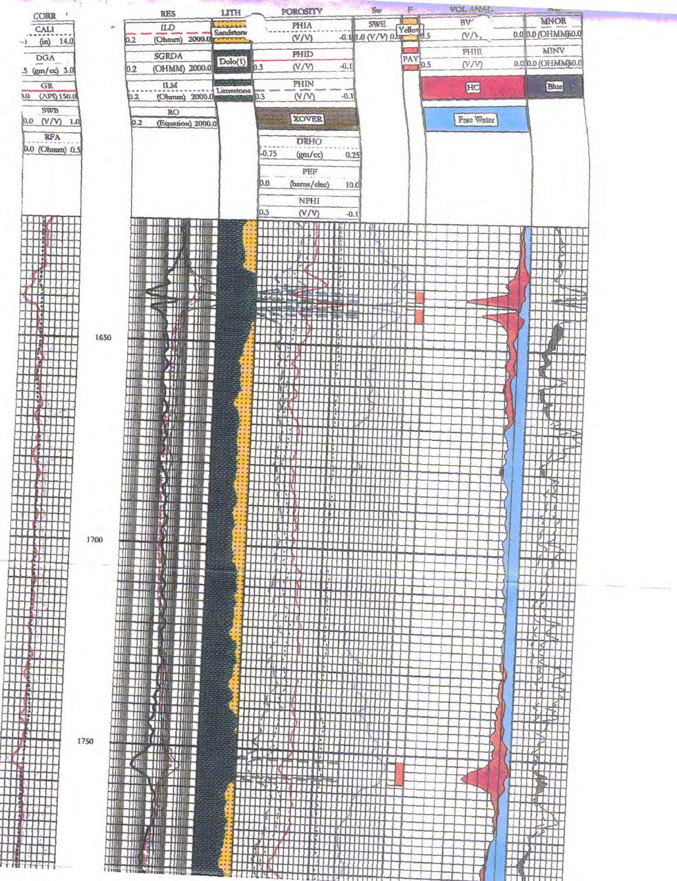CORR

CALI
0 (in) 14.0

DGA
1.5 (gm/cc) 3.0

GR
0.0 (API) 150.0

SWB
0.0 (V/V) 1.0

RFA
0.0 (Ohmm) 0.5

RES

ILD
0.2 (Ohmm) 2000.0

SGRDA
0.2 (OHMM) 2000.0

ILM
0.2 (Ohmm) 2000.0

RO
0.2 (Equation) 2000.0

LITH

Sandstone

Dolo(1)

Limestone

POROSITY

PHIA
(V/V) -0.1

PHID
0.3 (V/V) -0.1

PHIN
0.3 (V/V) -0.1

XOVER

DRHO
-0.75 (gm/cc) 0.25

PEF
0.0 (barns/elec) 10.0

NPHI
0.3 (V/V) -0.1

Sw

SWE
1.0 (V/V) 0.0

F

Yellow

PAY

VOL ANAL

BV
0.5 (V/V) 0.0

PHIE
0.5 (V/V) 0.0

HC

Free Water

MNOR
0.0 (OHMM) 60.0

MINV
0.0 (OHMM) 60.0

Blue

1650

1700

1750